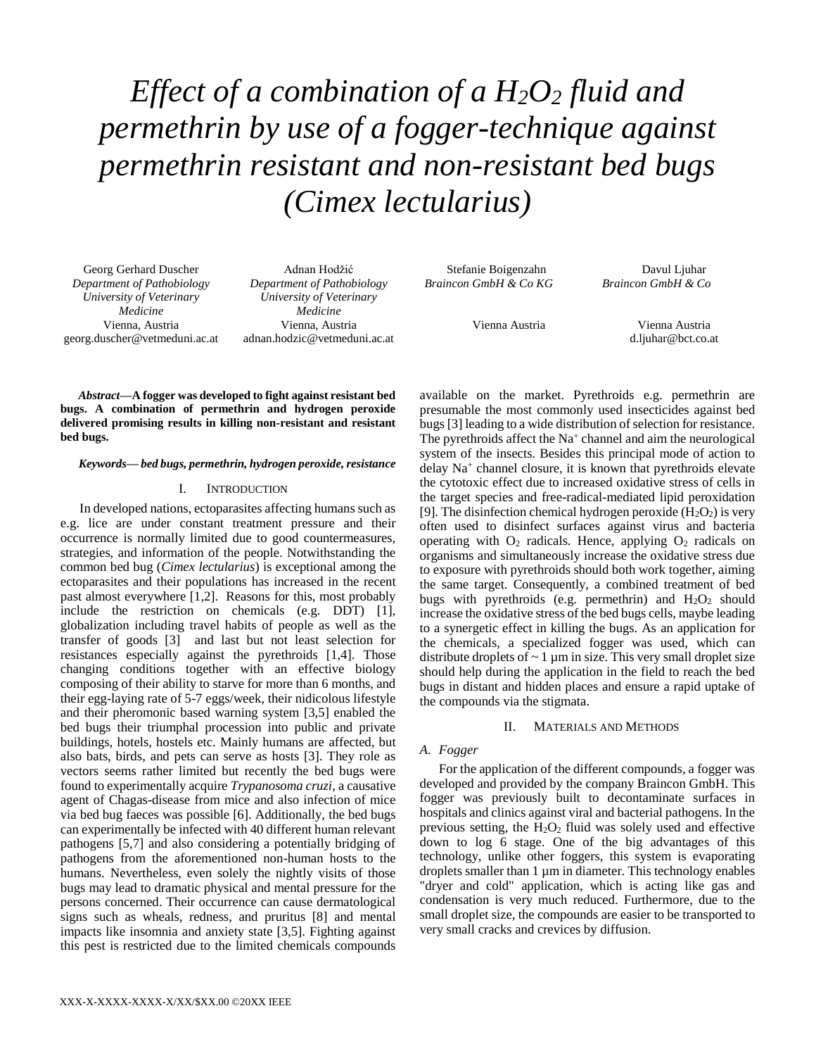# *Effect of a combination of a $H_2O_2$ fluid and permethrin by use of a fogger-technique against permethrin resistant and non-resistant bed bugs (Cimex lectularius)*

Georg Gerhard Duscher
*Department of Pathobiology*
*University of Veterinary Medicine*
Vienna, Austria
georg.duscher@vetmeduni.ac.at

Adnan Hodžić
*Department of Pathobiology*
*University of Veterinary Medicine*
Vienna, Austria
adnan.hodzic@vetmeduni.ac.at

Stefanie Boigenzahn
*Braincon GmbH & Co KG*
Vienna Austria

Davul Ljuhar
*Braincon GmbH & Co*
Vienna Austria
d.ljuhar@bct.co.at

***Abstract*—A fogger was developed to fight against resistant bed bugs. A combination of permethrin and hydrogen peroxide delivered promising results in killing non-resistant and resistant bed bugs.**

***Keywords— bed bugs, permethrin, hydrogen peroxide, resistance***

## I. Introduction

In developed nations, ectoparasites affecting humans such as e.g. lice are under constant treatment pressure and their occurrence is normally limited due to good countermeasures, strategies, and information of the people. Notwithstanding the common bed bug (*Cimex lectularius*) is exceptional among the ectoparasites and their populations has increased in the recent past almost everywhere [1,2]. Reasons for this, most probably include the restriction on chemicals (e.g. DDT) [1], globalization including travel habits of people as well as the transfer of goods [3] and last but not least selection for resistances especially against the pyrethroids [1,4]. Those changing conditions together with an effective biology composing of their ability to starve for more than 6 months, and their egg-laying rate of 5-7 eggs/week, their nidicolous lifestyle and their pheromonic based warning system [3,5] enabled the bed bugs their triumphal procession into public and private buildings, hotels, hostels etc. Mainly humans are affected, but also bats, birds, and pets can serve as hosts [3]. They role as vectors seems rather limited but recently the bed bugs were found to experimentally acquire *Trypanosoma cruzi*, a causative agent of Chagas-disease from mice and also infection of mice via bed bug faeces was possible [6]. Additionally, the bed bugs can experimentally be infected with 40 different human relevant pathogens [5,7] and also considering a potentially bridging of pathogens from the aforementioned non-human hosts to the humans. Nevertheless, even solely the nightly visits of those bugs may lead to dramatic physical and mental pressure for the persons concerned. Their occurrence can cause dermatological signs such as wheals, redness, and pruritus [8] and mental impacts like insomnia and anxiety state [3,5]. Fighting against this pest is restricted due to the limited chemicals compounds available on the market. Pyrethroids e.g. permethrin are presumable the most commonly used insecticides against bed bugs [3] leading to a wide distribution of selection for resistance. The pyrethroids affect the $Na^+$ channel and aim the neurological system of the insects. Besides this principal mode of action to delay $Na^+$ channel closure, it is known that pyrethroids elevate the cytotoxic effect due to increased oxidative stress of cells in the target species and free-radical-mediated lipid peroxidation [9]. The disinfection chemical hydrogen peroxide ($H_2O_2$) is very often used to disinfect surfaces against virus and bacteria operating with $O_2$ radicals. Hence, applying $O_2$ radicals on organisms and simultaneously increase the oxidative stress due to exposure with pyrethroids should both work together, aiming the same target. Consequently, a combined treatment of bed bugs with pyrethroids (e.g. permethrin) and $H_2O_2$ should increase the oxidative stress of the bed bugs cells, maybe leading to a synergetic effect in killing the bugs. As an application for the chemicals, a specialized fogger was used, which can distribute droplets of ~ 1 µm in size. This very small droplet size should help during the application in the field to reach the bed bugs in distant and hidden places and ensure a rapid uptake of the compounds via the stigmata.

## II. Materials and Methods

### *A. Fogger*

For the application of the different compounds, a fogger was developed and provided by the company Braincon GmbH. This fogger was previously built to decontaminate surfaces in hospitals and clinics against viral and bacterial pathogens. In the previous setting, the $H_2O_2$ fluid was solely used and effective down to log 6 stage. One of the big advantages of this technology, unlike other foggers, this system is evaporating droplets smaller than 1 µm in diameter. This technology enables "dryer and cold" application, which is acting like gas and condensation is very much reduced. Furthermore, due to the small droplet size, the compounds are easier to be transported to very small cracks and crevices by diffusion.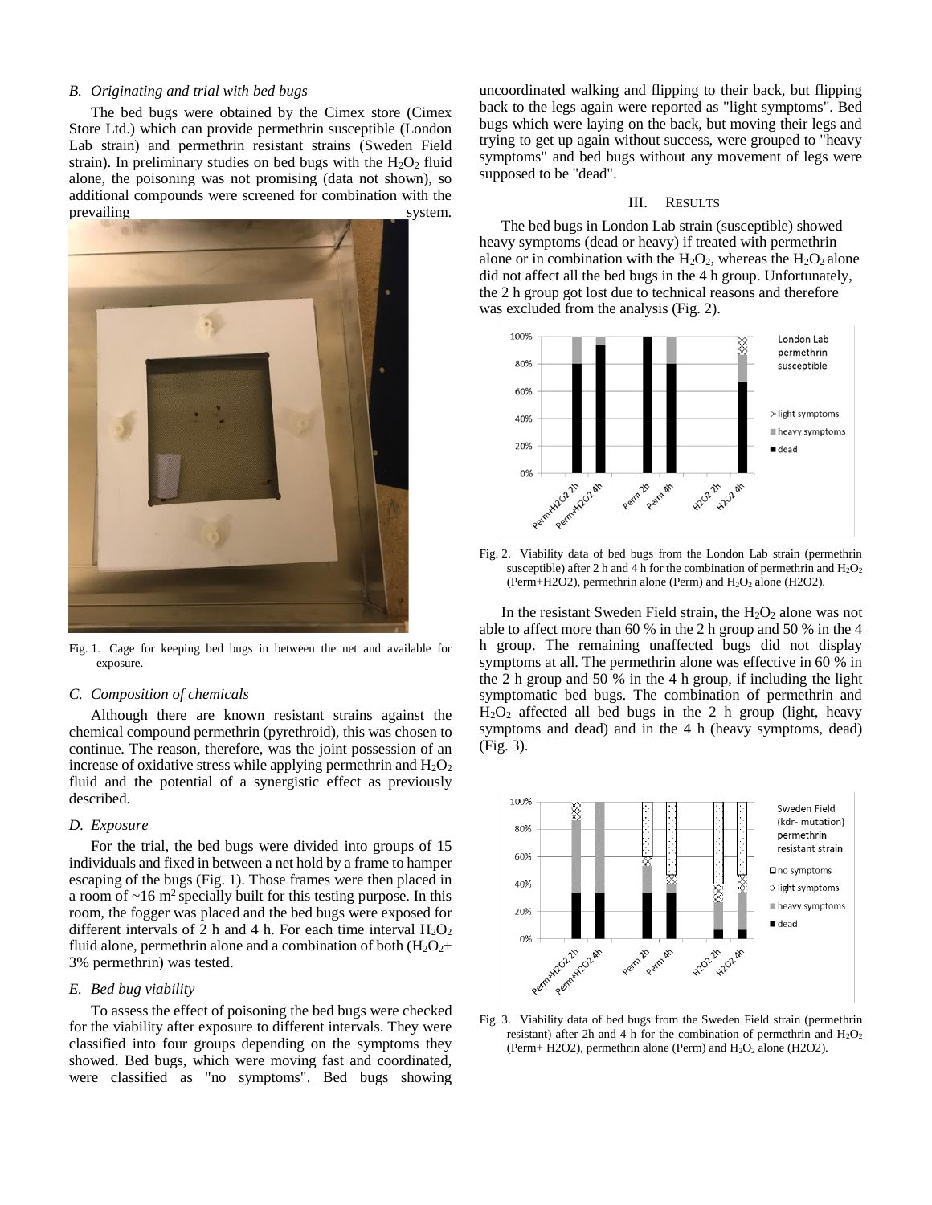### B. *Originating and trial with bed bugs*

The bed bugs were obtained by the Cimex store (Cimex Store Ltd.) which can provide permethrin susceptible (London Lab strain) and permethrin resistant strains (Sweden Field strain). In preliminary studies on bed bugs with the $H_2O_2$ fluid alone, the poisoning was not promising (data not shown), so additional compounds were screened for combination with the prevailing system.

Fig. 1. Cage for keeping bed bugs in between the net and available for exposure.

### C. *Composition of chemicals*

Although there are known resistant strains against the chemical compound permethrin (pyrethroid), this was chosen to continue. The reason, therefore, was the joint possession of an increase of oxidative stress while applying permethrin and $H_2O_2$ fluid and the potential of a synergistic effect as previously described.

### D. *Exposure*

For the trial, the bed bugs were divided into groups of 15 individuals and fixed in between a net hold by a frame to hamper escaping of the bugs (Fig. 1). Those frames were then placed in a room of ~16 $m^2$ specially built for this testing purpose. In this room, the fogger was placed and the bed bugs were exposed for different intervals of 2 h and 4 h. For each time interval $H_2O_2$ fluid alone, permethrin alone and a combination of both ($H_2O_2$+ 3% permethrin) was tested.

### E. *Bed bug viability*

To assess the effect of poisoning the bed bugs were checked for the viability after exposure to different intervals. They were classified into four groups depending on the symptoms they showed. Bed bugs, which were moving fast and coordinated, were classified as "no symptoms". Bed bugs showing uncoordinated walking and flipping to their back, but flipping back to the legs again were reported as "light symptoms". Bed bugs which were laying on the back, but moving their legs and trying to get up again without success, were grouped to "heavy symptoms" and bed bugs without any movement of legs were supposed to be "dead".

## III. Results

The bed bugs in London Lab strain (susceptible) showed heavy symptoms (dead or heavy) if treated with permethrin alone or in combination with the $H_2O_2$, whereas the $H_2O_2$ alone did not affect all the bed bugs in the 4 h group. Unfortunately, the 2 h group got lost due to technical reasons and therefore was excluded from the analysis (Fig. 2).

Fig. 2. Viability data of bed bugs from the London Lab strain (permethrin susceptible) after 2 h and 4 h for the combination of permethrin and $H_2O_2$ (Perm+H2O2), permethrin alone (Perm) and $H_2O_2$ alone (H2O2).

In the resistant Sweden Field strain, the $H_2O_2$ alone was not able to affect more than 60 % in the 2 h group and 50 % in the 4 h group. The remaining unaffected bugs did not display symptoms at all. The permethrin alone was effective in 60 % in the 2 h group and 50 % in the 4 h group, if including the light symptomatic bed bugs. The combination of permethrin and $H_2O_2$ affected all bed bugs in the 2 h group (light, heavy symptoms and dead) and in the 4 h (heavy symptoms, dead) (Fig. 3).

Fig. 3. Viability data of bed bugs from the Sweden Field strain (permethrin resistant) after 2h and 4 h for the combination of permethrin and $H_2O_2$ (Perm+ H2O2), permethrin alone (Perm) and $H_2O_2$ alone (H2O2).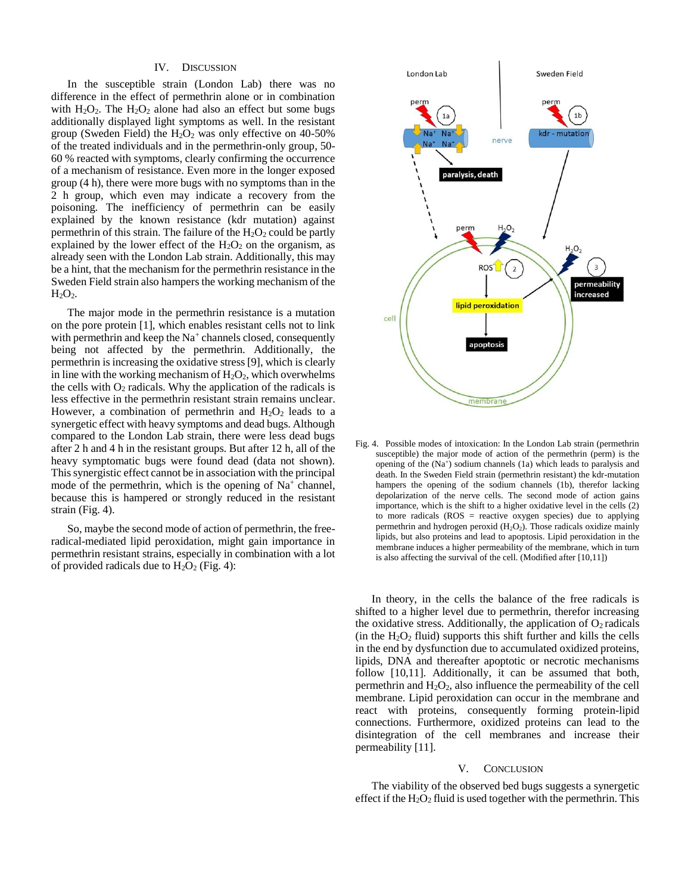## IV. Discussion

In the susceptible strain (London Lab) there was no difference in the effect of permethrin alone or in combination with $H_2O_2$. The $H_2O_2$ alone had also an effect but some bugs additionally displayed light symptoms as well. In the resistant group (Sweden Field) the $H_2O_2$ was only effective on 40-50% of the treated individuals and in the permethrin-only group, 50-60 % reacted with symptoms, clearly confirming the occurrence of a mechanism of resistance. Even more in the longer exposed group (4 h), there were more bugs with no symptoms than in the 2 h group, which even may indicate a recovery from the poisoning. The inefficiency of permethrin can be easily explained by the known resistance (kdr mutation) against permethrin of this strain. The failure of the $H_2O_2$ could be partly explained by the lower effect of the $H_2O_2$ on the organism, as already seen with the London Lab strain. Additionally, this may be a hint, that the mechanism for the permethrin resistance in the Sweden Field strain also hampers the working mechanism of the $H_2O_2$.

The major mode in the permethrin resistance is a mutation on the pore protein [1], which enables resistant cells not to link with permethrin and keep the $Na^+$ channels closed, consequently being not affected by the permethrin. Additionally, the permethrin is increasing the oxidative stress [9], which is clearly in line with the working mechanism of $H_2O_2$, which overwhelms the cells with $O_2$ radicals. Why the application of the radicals is less effective in the permethrin resistant strain remains unclear. However, a combination of permethrin and $H_2O_2$ leads to a synergetic effect with heavy symptoms and dead bugs. Although compared to the London Lab strain, there were less dead bugs after 2 h and 4 h in the resistant groups. But after 12 h, all of the heavy symptomatic bugs were found dead (data not shown). This synergetic effect cannot be in association with the principal mode of the permethrin, which is the opening of $Na^+$ channel, because this is hampered or strongly reduced in the resistant strain (Fig. 4).

So, maybe the second mode of action of permethrin, the free-radical-mediated lipid peroxidation, might gain importance in permethrin resistant strains, especially in combination with a lot of provided radicals due to $H_2O_2$ (Fig. 4):

Fig. 4. Possible modes of intoxication: In the London Lab strain (permethrin susceptible) the major mode of action of the permethrin (perm) is the opening of the ($Na^+$) sodium channels (1a) which leads to paralysis and death. In the Sweden Field strain (permethrin resistant) the kdr-mutation hampers the opening of the sodium channels (1b), therefor lacking depolarization of the nerve cells. The second mode of action gains importance, which is the shift to a higher oxidative level in the cells (2) to more radicals (ROS = reactive oxygen species) due to applying permethrin and hydrogen peroxid ($H_2O_2$). Those radicals oxidize mainly lipids, but also proteins and lead to apoptosis. Lipid peroxidation in the membrane induces a higher permeability of the membrane, which in turn is also affecting the survival of the cell. (Modified after [10,11])

In theory, in the cells the balance of the free radicals is shifted to a higher level due to permethrin, therefor increasing the oxidative stress. Additionally, the application of $O_2$ radicals (in the $H_2O_2$ fluid) supports this shift further and kills the cells in the end by dysfunction due to accumulated oxidized proteins, lipids, DNA and thereafter apoptotic or necrotic mechanisms follow [10,11]. Additionally, it can be assumed that both, permethrin and $H_2O_2$, also influence the permeability of the cell membrane. Lipid peroxidation can occur in the membrane and react with proteins, consequently forming protein-lipid connections. Furthermore, oxidized proteins can lead to the disintegration of the cell membranes and increase their permeability [11].

## V. Conclusion

The viability of the observed bed bugs suggests a synergetic effect if the $H_2O_2$ fluid is used together with the permethrin. This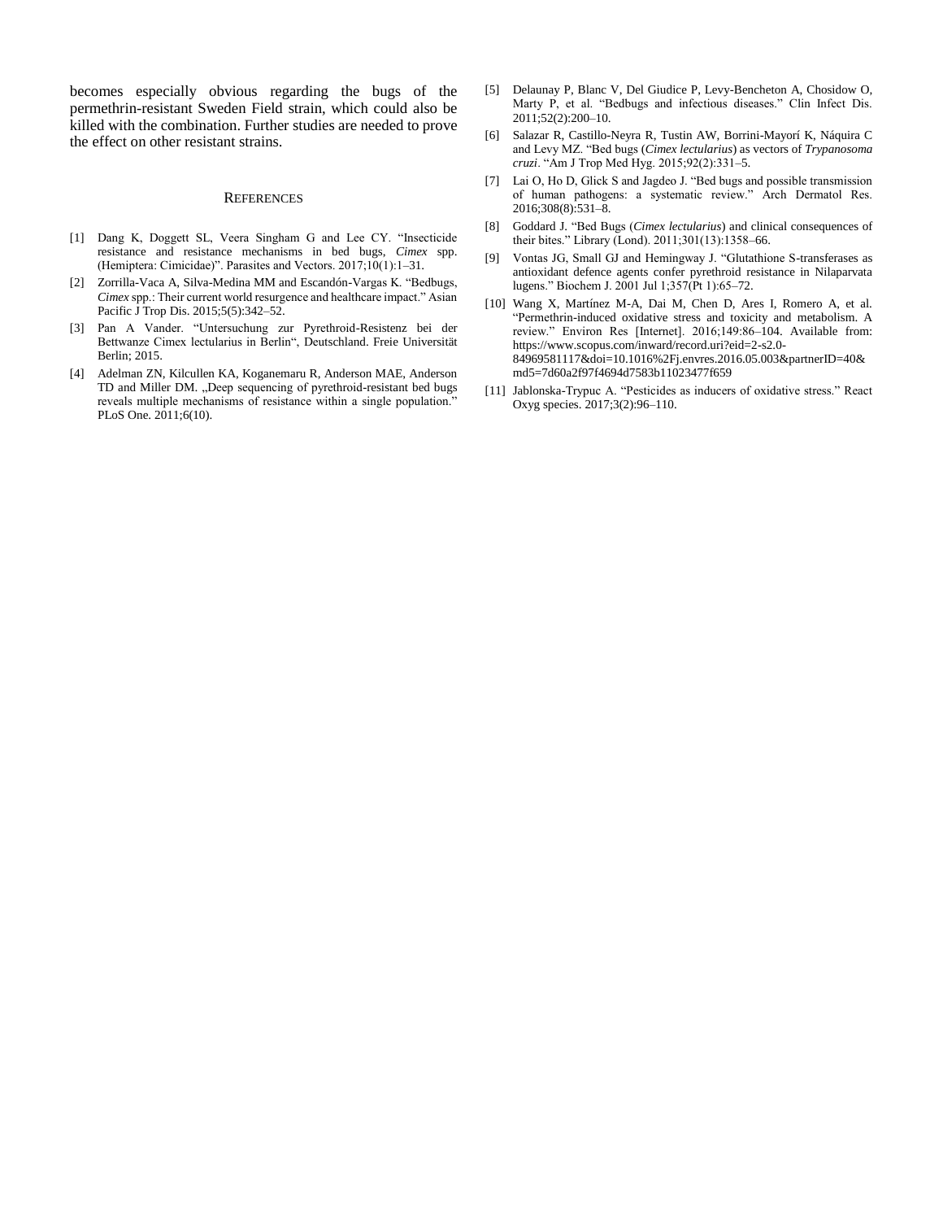becomes especially obvious regarding the bugs of the permethrin-resistant Sweden Field strain, which could also be killed with the combination. Further studies are needed to prove the effect on other resistant strains.

## References

[1] Dang K, Doggett SL, Veera Singham G and Lee CY. "Insecticide resistance and resistance mechanisms in bed bugs, *Cimex* spp. (Hemiptera: Cimicidae)". Parasites and Vectors. 2017;10(1):1–31.

[2] Zorrilla-Vaca A, Silva-Medina MM and Escandón-Vargas K. "Bedbugs, *Cimex* spp.: Their current world resurgence and healthcare impact." Asian Pacific J Trop Dis. 2015;5(5):342–52.

[3] Pan A Vander. "Untersuchung zur Pyrethroid-Resistenz bei der Bettwanze Cimex lectularius in Berlin", Deutschland. Freie Universität Berlin; 2015.

[4] Adelman ZN, Kilcullen KA, Koganemaru R, Anderson MAE, Anderson TD and Miller DM. „Deep sequencing of pyrethroid-resistant bed bugs reveals multiple mechanisms of resistance within a single population." PLoS One. 2011;6(10).

[5] Delaunay P, Blanc V, Del Giudice P, Levy-Bencheton A, Chosidow O, Marty P, et al. "Bedbugs and infectious diseases." Clin Infect Dis. 2011;52(2):200–10.

[6] Salazar R, Castillo-Neyra R, Tustin AW, Borrini-Mayorí K, Náquira C and Levy MZ. "Bed bugs (*Cimex lectularius*) as vectors of *Trypanosoma cruzi*. "Am J Trop Med Hyg. 2015;92(2):331–5.

[7] Lai O, Ho D, Glick S and Jagdeo J. "Bed bugs and possible transmission of human pathogens: a systematic review." Arch Dermatol Res. 2016;308(8):531–8.

[8] Goddard J. "Bed Bugs (*Cimex lectularius*) and clinical consequences of their bites." Library (Lond). 2011;301(13):1358–66.

[9] Vontas JG, Small GJ and Hemingway J. "Glutathione S-transferases as antioxidant defence agents confer pyrethroid resistance in Nilaparvata lugens." Biochem J. 2001 Jul 1;357(Pt 1):65–72.

[10] Wang X, Martínez M-A, Dai M, Chen D, Ares I, Romero A, et al. "Permethrin-induced oxidative stress and toxicity and metabolism. A review." Environ Res [Internet]. 2016;149:86–104. Available from: https://www.scopus.com/inward/record.uri?eid=2-s2.0-84969581117&doi=10.1016%2Fj.envres.2016.05.003&partnerID=40&md5=7d60a2f97f4694d7583b11023477f659

[11] Jablonska-Trypuc A. "Pesticides as inducers of oxidative stress." React Oxyg species. 2017;3(2):96–110.